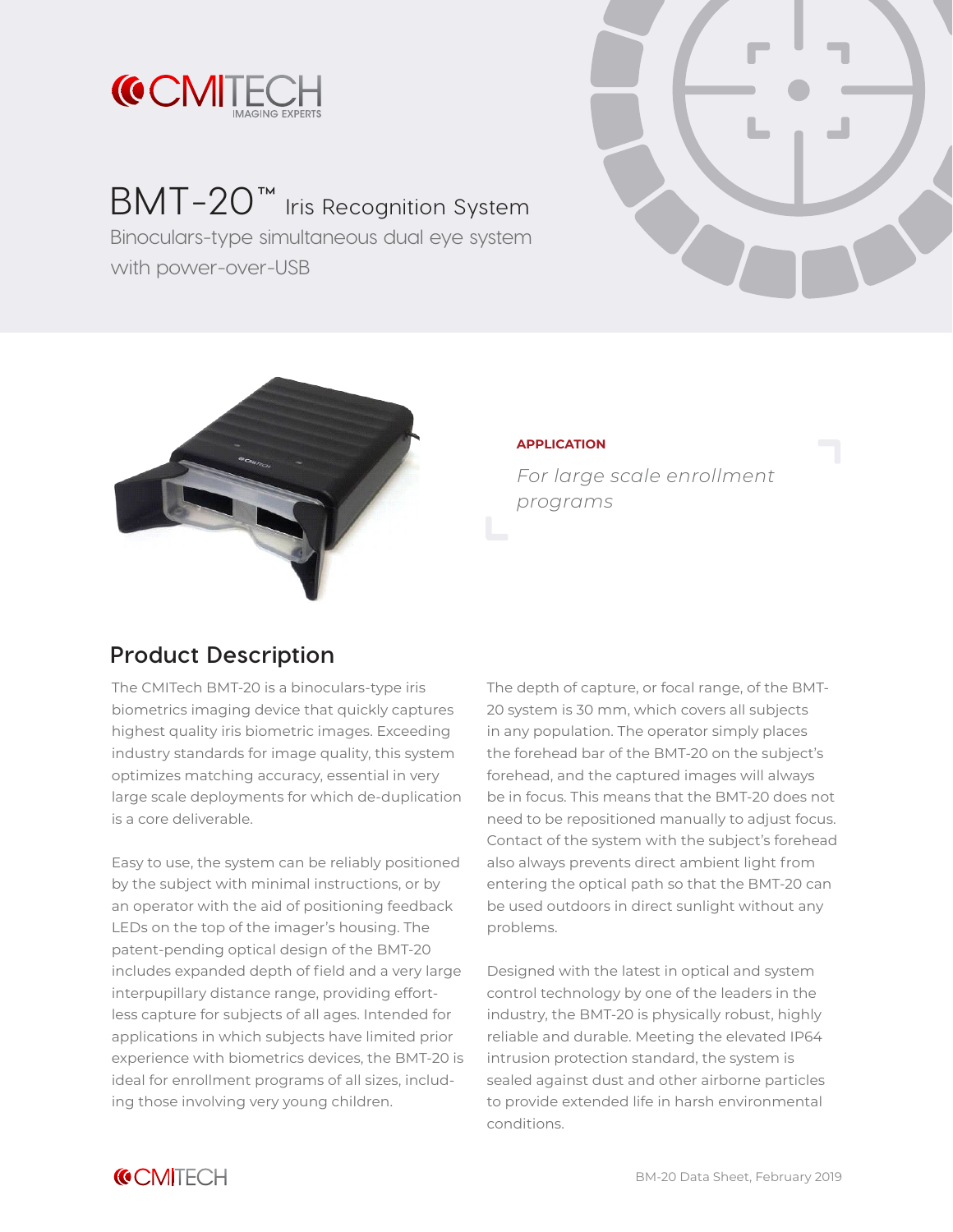# BMT-20™ Iris Recognition System

Binoculars-type simultaneous dual eye system with power-over-USB

**APPLICATION**

*For large scale enrollment programs*

## Product Description

The CMITech BMT-20 is a binoculars-type iris biometrics imaging device that quickly captures highest quality iris biometric images. Exceeding industry standards for image quality, this system optimizes matching accuracy, essential in very large scale deployments for which de-duplication is a core deliverable.

Easy to use, the system can be reliably positioned by the subject with minimal instructions, or by an operator with the aid of positioning feedback LEDs on the top of the imager's housing. The patent-pending optical design of the BMT-20 includes expanded depth of field and a very large interpupillary distance range, providing effort-less capture for subjects of all ages. Intended for applications in which subjects have limited prior experience with biometrics devices, the BMT-20 is ideal for enrollment programs of all sizes, including those involving very young children.

The depth of capture, or focal range, of the BMT-20 system is 30 mm, which covers all subjects in any population. The operator simply places the forehead bar of the BMT-20 on the subject's forehead, and the captured images will always be in focus. This means that the BMT-20 does not need to be repositioned manually to adjust focus. Contact of the system with the subject's forehead also always prevents direct ambient light from entering the optical path so that the BMT-20 can be used outdoors in direct sunlight without any problems.

Designed with the latest in optical and system control technology by one of the leaders in the industry, the BMT-20 is physically robust, highly reliable and durable. Meeting the elevated IP64 intrusion protection standard, the system is sealed against dust and other airborne particles to provide extended life in harsh environmental conditions.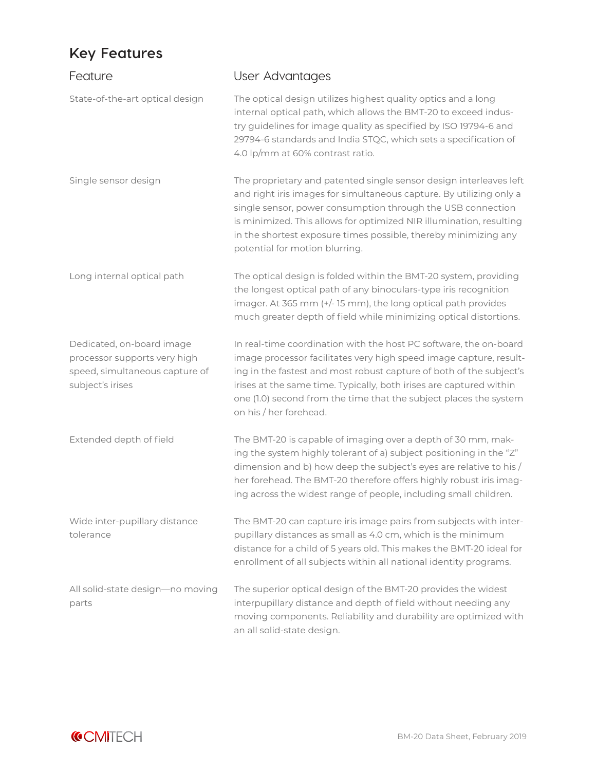## Key Features

| Feature | User Advantages |
| --- | --- |
| State-of-the-art optical design | The optical design utilizes highest quality optics and a long internal optical path, which allows the BMT-20 to exceed industry guidelines for image quality as specified by ISO 19794-6 and 29794-6 standards and India STQC, which sets a specification of 4.0 lp/mm at 60% contrast ratio. |
| Single sensor design | The proprietary and patented single sensor design interleaves left and right iris images for simultaneous capture. By utilizing only a single sensor, power consumption through the USB connection is minimized. This allows for optimized NIR illumination, resulting in the shortest exposure times possible, thereby minimizing any potential for motion blurring. |
| Long internal optical path | The optical design is folded within the BMT-20 system, providing the longest optical path of any binoculars-type iris recognition imager. At 365 mm (+/- 15 mm), the long optical path provides much greater depth of field while minimizing optical distortions. |
| Dedicated, on-board image processor supports very high speed, simultaneous capture of subject's irises | In real-time coordination with the host PC software, the on-board image processor facilitates very high speed image capture, resulting in the fastest and most robust capture of both of the subject's irises at the same time. Typically, both irises are captured within one (1.0) second from the time that the subject places the system on his / her forehead. |
| Extended depth of field | The BMT-20 is capable of imaging over a depth of 30 mm, making the system highly tolerant of a) subject positioning in the "Z" dimension and b) how deep the subject's eyes are relative to his / her forehead. The BMT-20 therefore offers highly robust iris imaging across the widest range of people, including small children. |
| Wide inter-pupillary distance tolerance | The BMT-20 can capture iris image pairs from subjects with inter-pupillary distances as small as 4.0 cm, which is the minimum distance for a child of 5 years old. This makes the BMT-20 ideal for enrollment of all subjects within all national identity programs. |
| All solid-state design—no moving parts | The superior optical design of the BMT-20 provides the widest interpupillary distance and depth of field without needing any moving components. Reliability and durability are optimized with an all solid-state design. |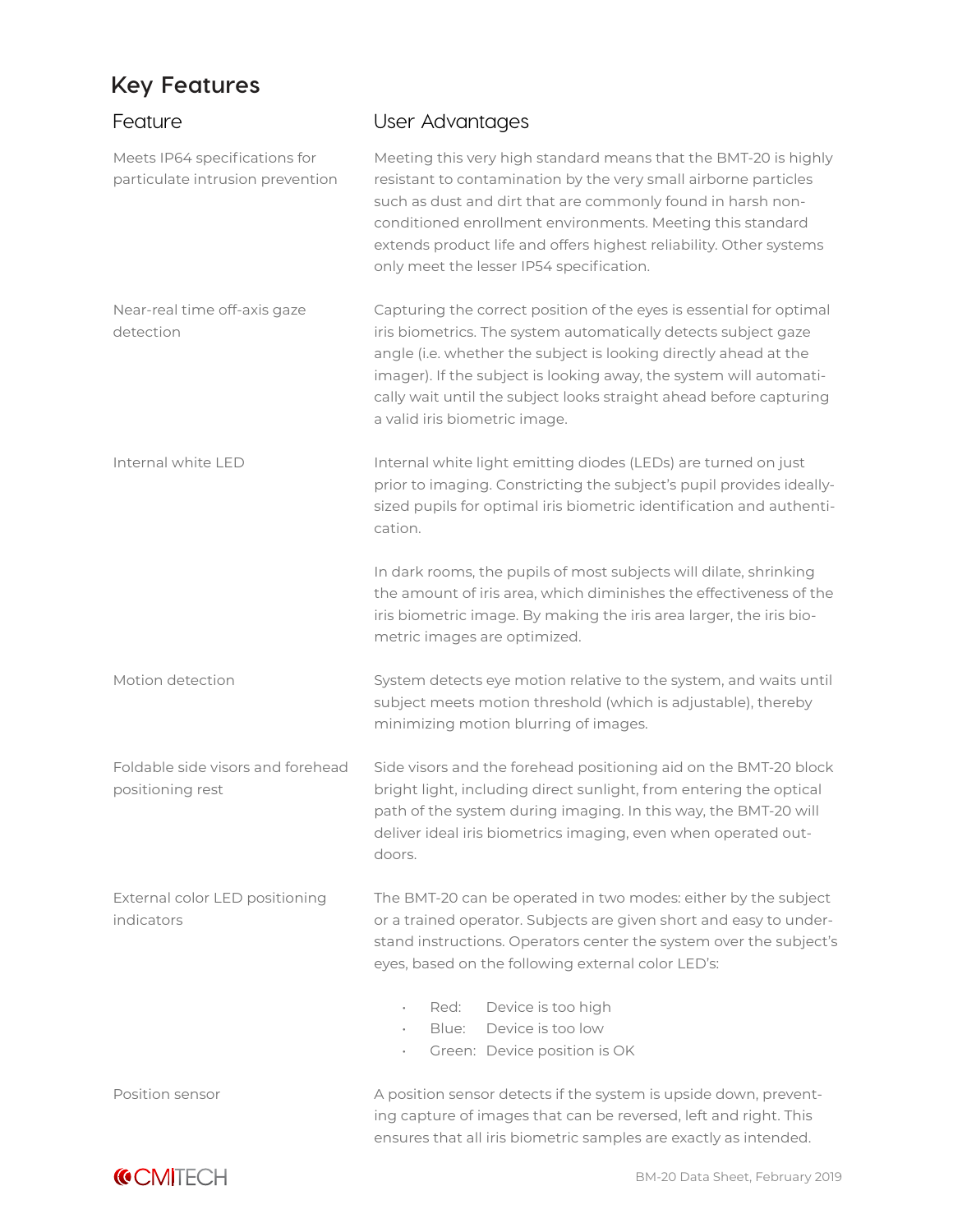## Key Features

| Feature | User Advantages |
|---|---|
| Meets IP64 specifications for particulate intrusion prevention | Meeting this very high standard means that the BMT-20 is highly resistant to contamination by the very small airborne particles such as dust and dirt that are commonly found in harsh non-conditioned enrollment environments. Meeting this standard extends product life and offers highest reliability. Other systems only meet the lesser IP54 specification. |
| Near-real time off-axis gaze detection | Capturing the correct position of the eyes is essential for optimal iris biometrics. The system automatically detects subject gaze angle (i.e. whether the subject is looking directly ahead at the imager). If the subject is looking away, the system will automatically wait until the subject looks straight ahead before capturing a valid iris biometric image. |
| Internal white LED | Internal white light emitting diodes (LEDs) are turned on just prior to imaging. Constricting the subject's pupil provides ideally-sized pupils for optimal iris biometric identification and authentication.<br><br>In dark rooms, the pupils of most subjects will dilate, shrinking the amount of iris area, which diminishes the effectiveness of the iris biometric image. By making the iris area larger, the iris biometric images are optimized. |
| Motion detection | System detects eye motion relative to the system, and waits until subject meets motion threshold (which is adjustable), thereby minimizing motion blurring of images. |
| Foldable side visors and forehead positioning rest | Side visors and the forehead positioning aid on the BMT-20 block bright light, including direct sunlight, from entering the optical path of the system during imaging. In this way, the BMT-20 will deliver ideal iris biometrics imaging, even when operated outdoors. |
| External color LED positioning indicators | The BMT-20 can be operated in two modes: either by the subject or a trained operator. Subjects are given short and easy to understand instructions. Operators center the system over the subject's eyes, based on the following external color LED's:<br><br>• Red: Device is too high<br>• Blue: Device is too low<br>• Green: Device position is OK |
| Position sensor | A position sensor detects if the system is upside down, preventing capture of images that can be reversed, left and right. This ensures that all iris biometric samples are exactly as intended. |

BM-20 Data Sheet, February 2019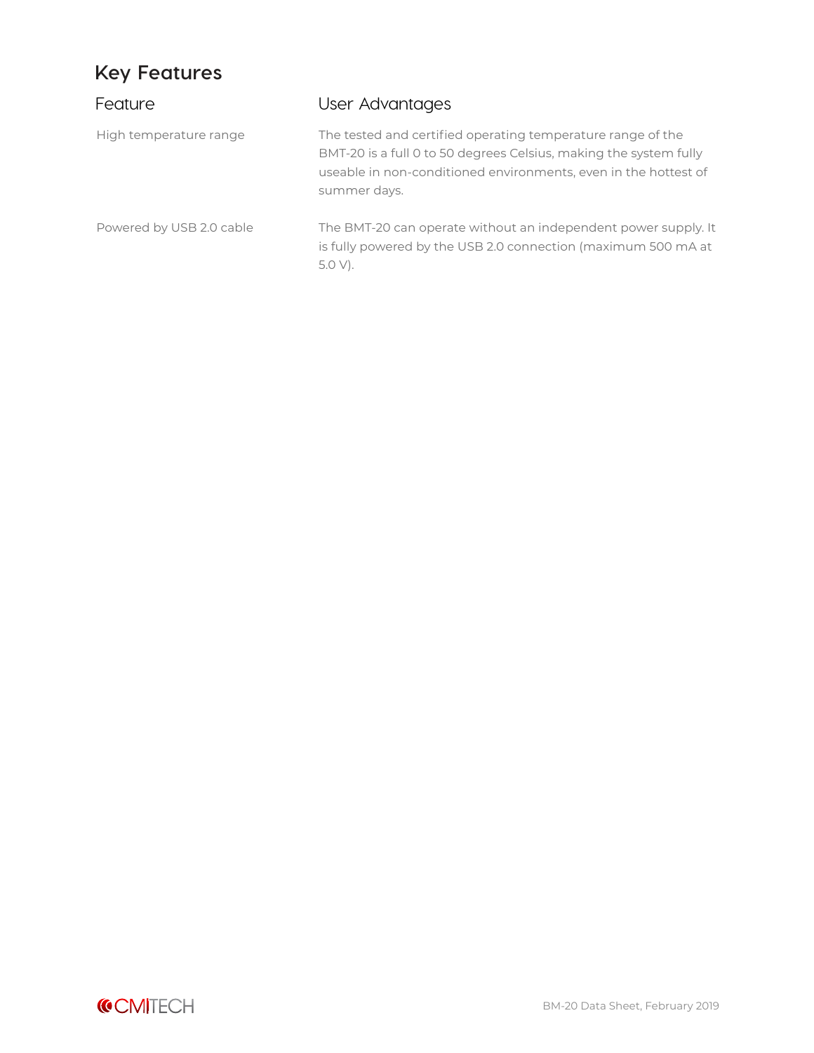## Key Features

| Feature | User Advantages |
| --- | --- |
| High temperature range | The tested and certified operating temperature range of the BMT-20 is a full 0 to 50 degrees Celsius, making the system fully useable in non-conditioned environments, even in the hottest of summer days. |
| Powered by USB 2.0 cable | The BMT-20 can operate without an independent power supply. It is fully powered by the USB 2.0 connection (maximum 500 mA at 5.0 V). |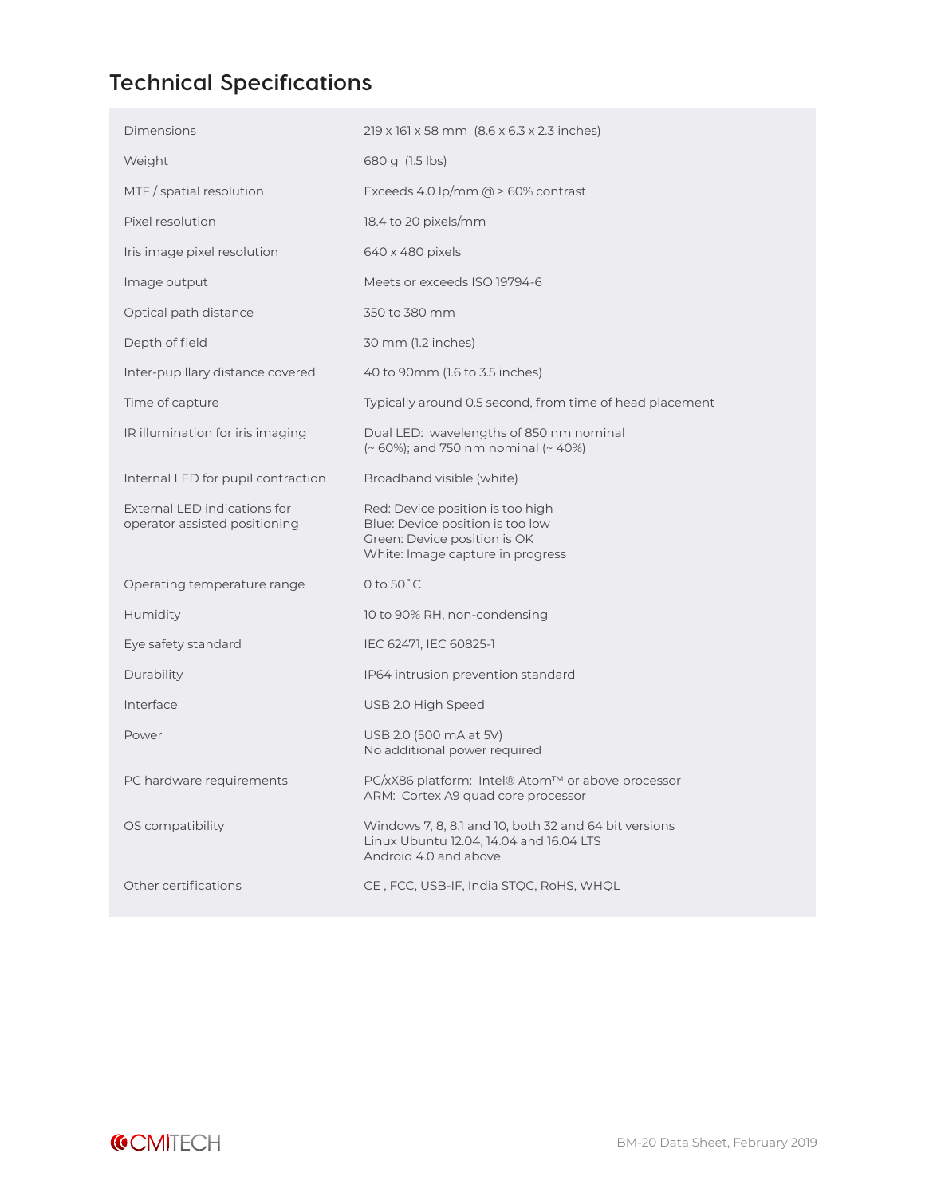## Technical Specifications

| | |
|---|---|
| Dimensions | 219 x 161 x 58 mm (8.6 x 6.3 x 2.3 inches) |
| Weight | 680 g (1.5 lbs) |
| MTF / spatial resolution | Exceeds 4.0 lp/mm @ > 60% contrast |
| Pixel resolution | 18.4 to 20 pixels/mm |
| Iris image pixel resolution | 640 x 480 pixels |
| Image output | Meets or exceeds ISO 19794-6 |
| Optical path distance | 350 to 380 mm |
| Depth of field | 30 mm (1.2 inches) |
| Inter-pupillary distance covered | 40 to 90mm (1.6 to 3.5 inches) |
| Time of capture | Typically around 0.5 second, from time of head placement |
| IR illumination for iris imaging | Dual LED: wavelengths of 850 nm nominal (~ 60%); and 750 nm nominal (~ 40%) |
| Internal LED for pupil contraction | Broadband visible (white) |
| External LED indications for operator assisted positioning | Red: Device position is too high<br>Blue: Device position is too low<br>Green: Device position is OK<br>White: Image capture in progress |
| Operating temperature range | 0 to 50˚C |
| Humidity | 10 to 90% RH, non-condensing |
| Eye safety standard | IEC 62471, IEC 60825-1 |
| Durability | IP64 intrusion prevention standard |
| Interface | USB 2.0 High Speed |
| Power | USB 2.0 (500 mA at 5V)<br>No additional power required |
| PC hardware requirements | PC/xX86 platform: Intel® Atom™ or above processor<br>ARM: Cortex A9 quad core processor |
| OS compatibility | Windows 7, 8, 8.1 and 10, both 32 and 64 bit versions<br>Linux Ubuntu 12.04, 14.04 and 16.04 LTS<br>Android 4.0 and above |
| Other certifications | CE , FCC, USB-IF, India STQC, RoHS, WHQL |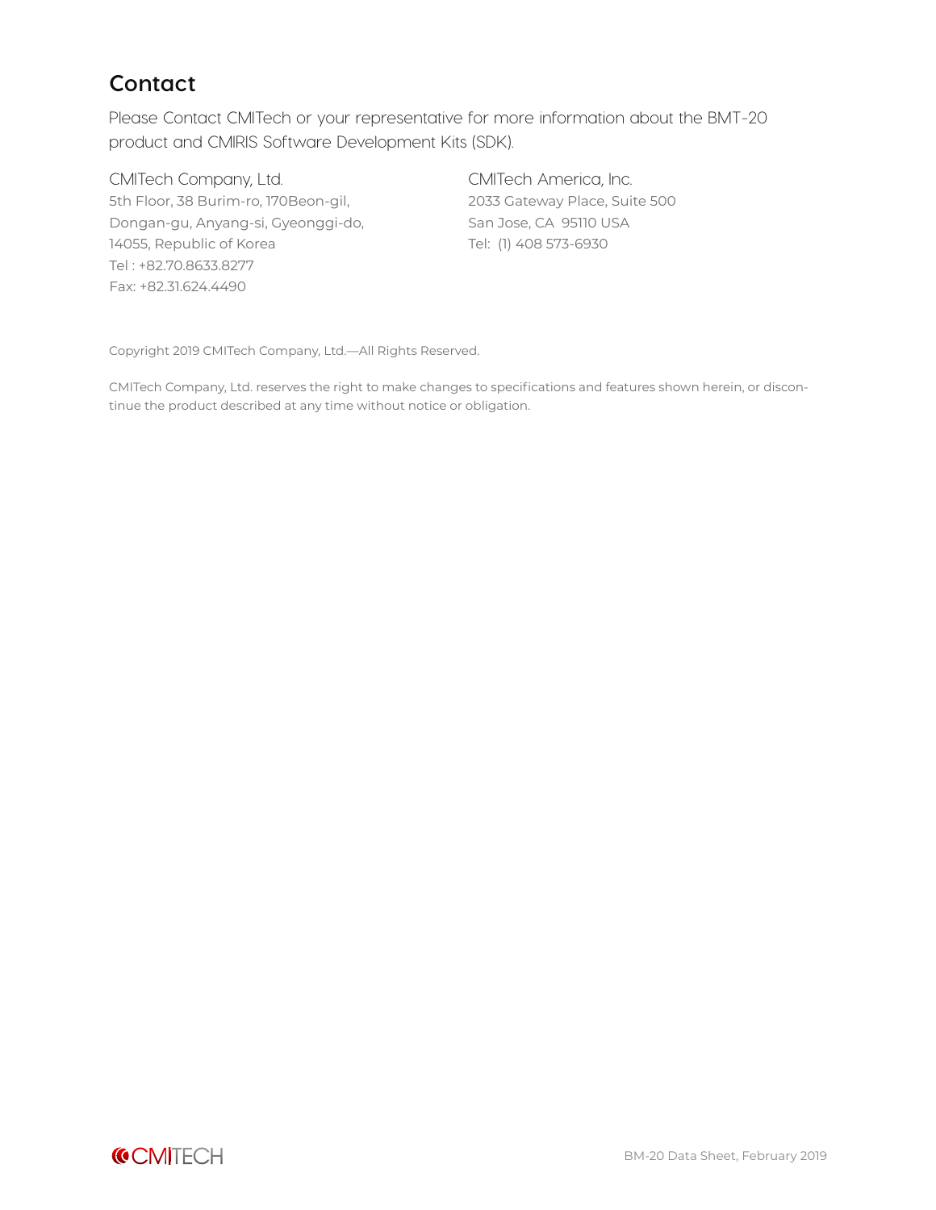## Contact

Please Contact CMITech or your representative for more information about the BMT-20 product and CMIRIS Software Development Kits (SDK).

CMITech Company, Ltd.
5th Floor, 38 Burim-ro, 170Beon-gil,
Dongan-gu, Anyang-si, Gyeonggi-do,
14055, Republic of Korea
Tel : +82.70.8633.8277
Fax: +82.31.624.4490

CMITech America, Inc.
2033 Gateway Place, Suite 500
San Jose, CA 95110 USA
Tel: (1) 408 573-6930

Copyright 2019 CMITech Company, Ltd.—All Rights Reserved.

CMITech Company, Ltd. reserves the right to make changes to specifications and features shown herein, or discontinue the product described at any time without notice or obligation.